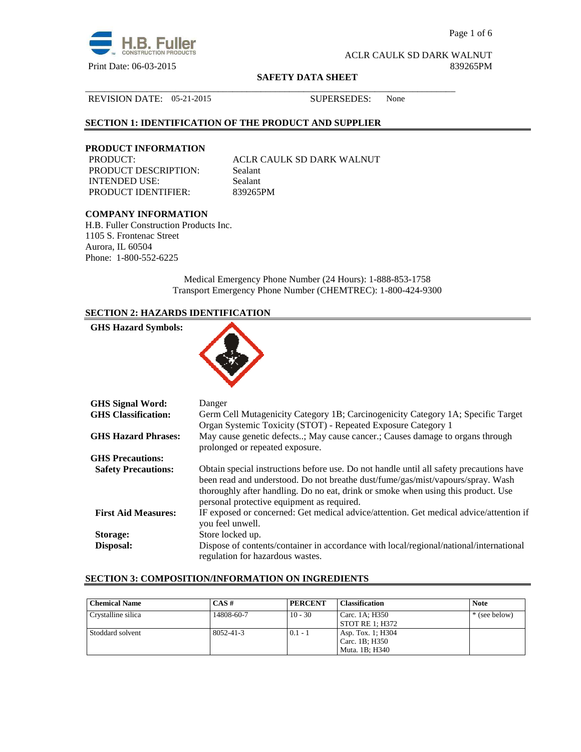ACLR CAULK SD DARK WALNUT
Print Date: 06-03-2015 839265PM

**SAFETY DATA SHEET**

REVISION DATE: 05-21-2015 SUPERSEDES: None

## SECTION 1: IDENTIFICATION OF THE PRODUCT AND SUPPLIER

### PRODUCT INFORMATION

PRODUCT: ACLR CAULK SD DARK WALNUT
PRODUCT DESCRIPTION: Sealant
INTENDED USE: Sealant
PRODUCT IDENTIFIER: 839265PM

### COMPANY INFORMATION

H.B. Fuller Construction Products Inc.
1105 S. Frontenac Street
Aurora, IL 60504
Phone: 1-800-552-6225

Medical Emergency Phone Number (24 Hours): 1-888-853-1758
Transport Emergency Phone Number (CHEMTREC): 1-800-424-9300

## SECTION 2: HAZARDS IDENTIFICATION

**GHS Hazard Symbols:**

**GHS Signal Word:** Danger

**GHS Classification:** Germ Cell Mutagenicity Category 1B; Carcinogenicity Category 1A; Specific Target Organ Systemic Toxicity (STOT) - Repeated Exposure Category 1

**GHS Hazard Phrases:** May cause genetic defects..; May cause cancer.; Causes damage to organs through prolonged or repeated exposure.

**GHS Precautions:**

**Safety Precautions:** Obtain special instructions before use. Do not handle until all safety precautions have been read and understood. Do not breathe dust/fume/gas/mist/vapours/spray. Wash thoroughly after handling. Do no eat, drink or smoke when using this product. Use personal protective equipment as required.

**First Aid Measures:** IF exposed or concerned: Get medical advice/attention. Get medical advice/attention if you feel unwell.

**Storage:** Store locked up.

**Disposal:** Dispose of contents/container in accordance with local/regional/national/international regulation for hazardous wastes.

## SECTION 3: COMPOSITION/INFORMATION ON INGREDIENTS

| Chemical Name | CAS # | PERCENT | Classification | Note |
|---|---|---|---|---|
| Crystalline silica | 14808-60-7 | 10 - 30 | Carc. 1A; H350<br>STOT RE 1; H372 | * (see below) |
| Stoddard solvent | 8052-41-3 | 0.1 - 1 | Asp. Tox. 1; H304<br>Carc. 1B; H350<br>Muta. 1B; H340 | |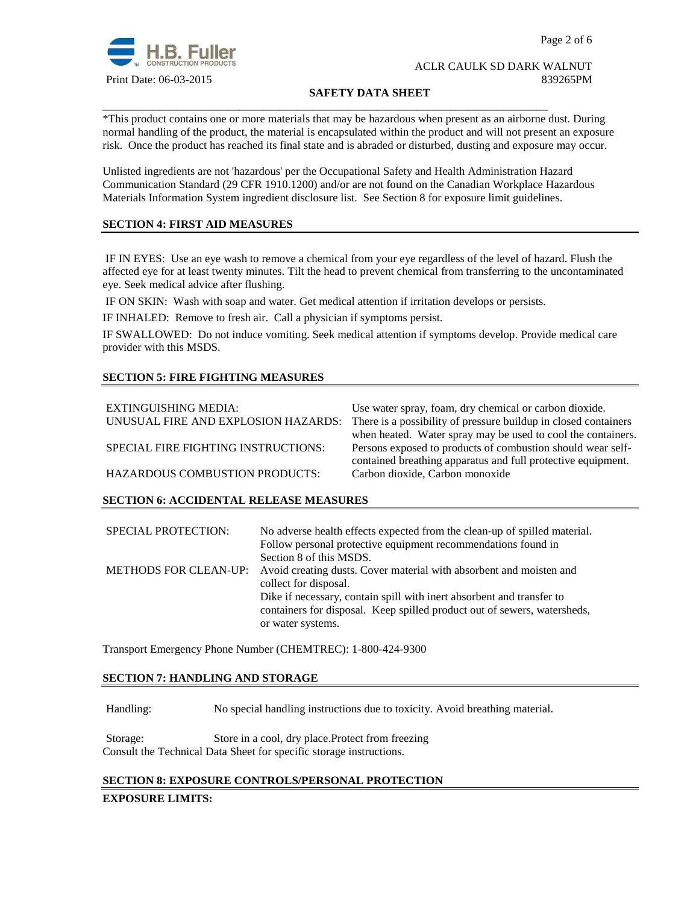*This product contains one or more materials that may be hazardous when present as an airborne dust. During normal handling of the product, the material is encapsulated within the product and will not present an exposure risk. Once the product has reached its final state and is abraded or disturbed, dusting and exposure may occur.

Unlisted ingredients are not 'hazardous' per the Occupational Safety and Health Administration Hazard Communication Standard (29 CFR 1910.1200) and/or are not found on the Canadian Workplace Hazardous Materials Information System ingredient disclosure list. See Section 8 for exposure limit guidelines.

## SECTION 4: FIRST AID MEASURES

IF IN EYES: Use an eye wash to remove a chemical from your eye regardless of the level of hazard. Flush the affected eye for at least twenty minutes. Tilt the head to prevent chemical from transferring to the uncontaminated eye. Seek medical advice after flushing.

IF ON SKIN: Wash with soap and water. Get medical attention if irritation develops or persists.

IF INHALED: Remove to fresh air. Call a physician if symptoms persist.

IF SWALLOWED: Do not induce vomiting. Seek medical attention if symptoms develop. Provide medical care provider with this MSDS.

## SECTION 5: FIRE FIGHTING MEASURES

| | |
|---|---|
| EXTINGUISHING MEDIA: | Use water spray, foam, dry chemical or carbon dioxide. |
| UNUSUAL FIRE AND EXPLOSION HAZARDS: | There is a possibility of pressure buildup in closed containers when heated. Water spray may be used to cool the containers. |
| SPECIAL FIRE FIGHTING INSTRUCTIONS: | Persons exposed to products of combustion should wear self-contained breathing apparatus and full protective equipment. |
| HAZARDOUS COMBUSTION PRODUCTS: | Carbon dioxide, Carbon monoxide |

## SECTION 6: ACCIDENTAL RELEASE MEASURES

| | |
|---|---|
| SPECIAL PROTECTION: | No adverse health effects expected from the clean-up of spilled material. Follow personal protective equipment recommendations found in Section 8 of this MSDS. |
| METHODS FOR CLEAN-UP: | Avoid creating dusts. Cover material with absorbent and moisten and collect for disposal. Dike if necessary, contain spill with inert absorbent and transfer to containers for disposal. Keep spilled product out of sewers, watersheds, or water systems. |

Transport Emergency Phone Number (CHEMTREC): 1-800-424-9300

## SECTION 7: HANDLING AND STORAGE

Handling: No special handling instructions due to toxicity. Avoid breathing material.

Storage: Store in a cool, dry place.Protect from freezing
Consult the Technical Data Sheet for specific storage instructions.

## SECTION 8: EXPOSURE CONTROLS/PERSONAL PROTECTION

**EXPOSURE LIMITS:**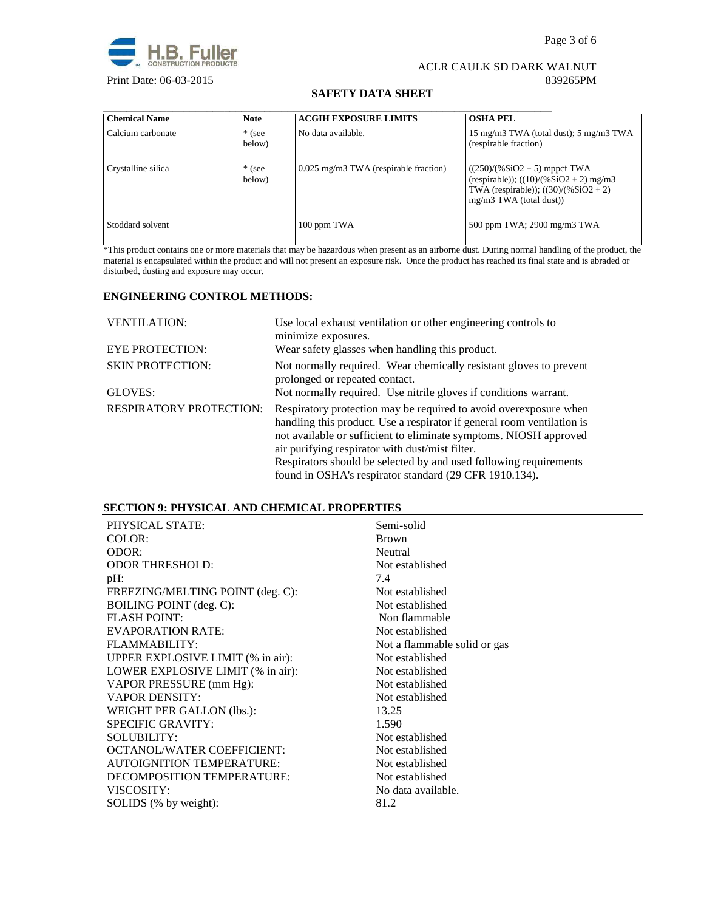| Chemical Name | Note | ACGIH EXPOSURE LIMITS | OSHA PEL |
| --- | --- | --- | --- |
| Calcium carbonate | * (see below) | No data available. | 15 mg/m3 TWA (total dust); 5 mg/m3 TWA (respirable fraction) |
| Crystalline silica | * (see below) | 0.025 mg/m3 TWA (respirable fraction) | ((250)/(%SiO2 + 5) mppcf TWA (respirable)); ((10)/(%SiO2 + 2) mg/m3 TWA (respirable)); ((30)/(%SiO2 + 2) mg/m3 TWA (total dust)) |
| Stoddard solvent | | 100 ppm TWA | 500 ppm TWA; 2900 mg/m3 TWA |

*This product contains one or more materials that may be hazardous when present as an airborne dust. During normal handling of the product, the material is encapsulated within the product and will not present an exposure risk. Once the product has reached its final state and is abraded or disturbed, dusting and exposure may occur.

**ENGINEERING CONTROL METHODS:**

| | |
| --- | --- |
| VENTILATION: | Use local exhaust ventilation or other engineering controls to minimize exposures. |
| EYE PROTECTION: | Wear safety glasses when handling this product. |
| SKIN PROTECTION: | Not normally required. Wear chemically resistant gloves to prevent prolonged or repeated contact. |
| GLOVES: | Not normally required. Use nitrile gloves if conditions warrant. |
| RESPIRATORY PROTECTION: | Respiratory protection may be required to avoid overexposure when handling this product. Use a respirator if general room ventilation is not available or sufficient to eliminate symptoms. NIOSH approved air purifying respirator with dust/mist filter. Respirators should be selected by and used following requirements found in OSHA's respirator standard (29 CFR 1910.134). |

## SECTION 9: PHYSICAL AND CHEMICAL PROPERTIES

| | |
| --- | --- |
| PHYSICAL STATE: | Semi-solid |
| COLOR: | Brown |
| ODOR: | Neutral |
| ODOR THRESHOLD: | Not established |
| pH: | 7.4 |
| FREEZING/MELTING POINT (deg. C): | Not established |
| BOILING POINT (deg. C): | Not established |
| FLASH POINT: | Non flammable |
| EVAPORATION RATE: | Not established |
| FLAMMABILITY: | Not a flammable solid or gas |
| UPPER EXPLOSIVE LIMIT (% in air): | Not established |
| LOWER EXPLOSIVE LIMIT (% in air): | Not established |
| VAPOR PRESSURE (mm Hg): | Not established |
| VAPOR DENSITY: | Not established |
| WEIGHT PER GALLON (lbs.): | 13.25 |
| SPECIFIC GRAVITY: | 1.590 |
| SOLUBILITY: | Not established |
| OCTANOL/WATER COEFFICIENT: | Not established |
| AUTOIGNITION TEMPERATURE: | Not established |
| DECOMPOSITION TEMPERATURE: | Not established |
| VISCOSITY: | No data available. |
| SOLIDS (% by weight): | 81.2 |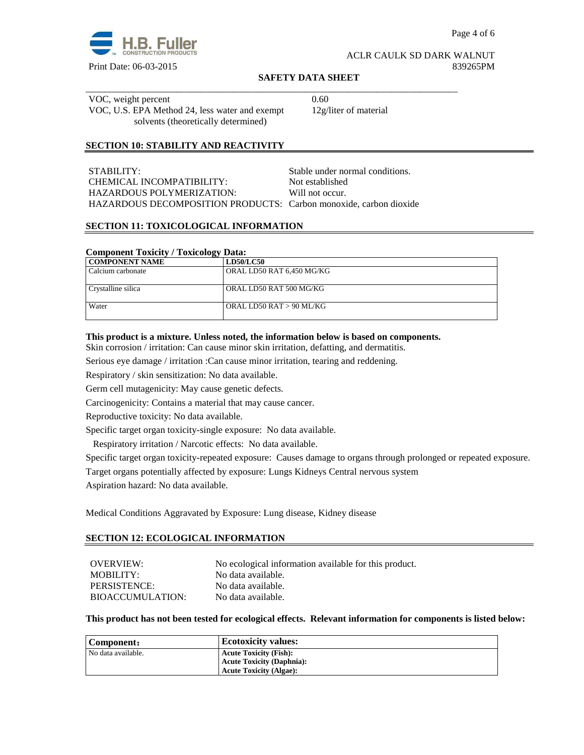| VOC, weight percent | 0.60 |
|---|---|
| VOC, U.S. EPA Method 24, less water and exempt solvents (theoretically determined) | 12g/liter of material |

## SECTION 10: STABILITY AND REACTIVITY

STABILITY: Stable under normal conditions.
CHEMICAL INCOMPATIBILITY: Not established
HAZARDOUS POLYMERIZATION: Will not occur.
HAZARDOUS DECOMPOSITION PRODUCTS: Carbon monoxide, carbon dioxide

## SECTION 11: TOXICOLOGICAL INFORMATION

**Component Toxicity / Toxicology Data:**

| COMPONENT NAME | LD50/LC50 |
|---|---|
| Calcium carbonate | ORAL LD50 RAT 6,450 MG/KG |
| Crystalline silica | ORAL LD50 RAT 500 MG/KG |
| Water | ORAL LD50 RAT > 90 ML/KG |

**This product is a mixture. Unless noted, the information below is based on components.**

Skin corrosion / irritation: Can cause minor skin irritation, defatting, and dermatitis.

Serious eye damage / irritation :Can cause minor irritation, tearing and reddening.

Respiratory / skin sensitization: No data available.

Germ cell mutagenicity: May cause genetic defects.

Carcinogenicity: Contains a material that may cause cancer.

Reproductive toxicity: No data available.

Specific target organ toxicity-single exposure: No data available.

Respiratory irritation / Narcotic effects: No data available.

Specific target organ toxicity-repeated exposure: Causes damage to organs through prolonged or repeated exposure.

Target organs potentially affected by exposure: Lungs Kidneys Central nervous system

Aspiration hazard: No data available.

Medical Conditions Aggravated by Exposure: Lung disease, Kidney disease

## SECTION 12: ECOLOGICAL INFORMATION

OVERVIEW: No ecological information available for this product.
MOBILITY: No data available.
PERSISTENCE: No data available.
BIOACCUMULATION: No data available.

**This product has not been tested for ecological effects. Relevant information for components is listed below:**

| Component: | Ecotoxicity values: |
|---|---|
| No data available. | **Acute Toxicity (Fish):**<br>**Acute Toxicity (Daphnia):**<br>**Acute Toxicity (Algae):** |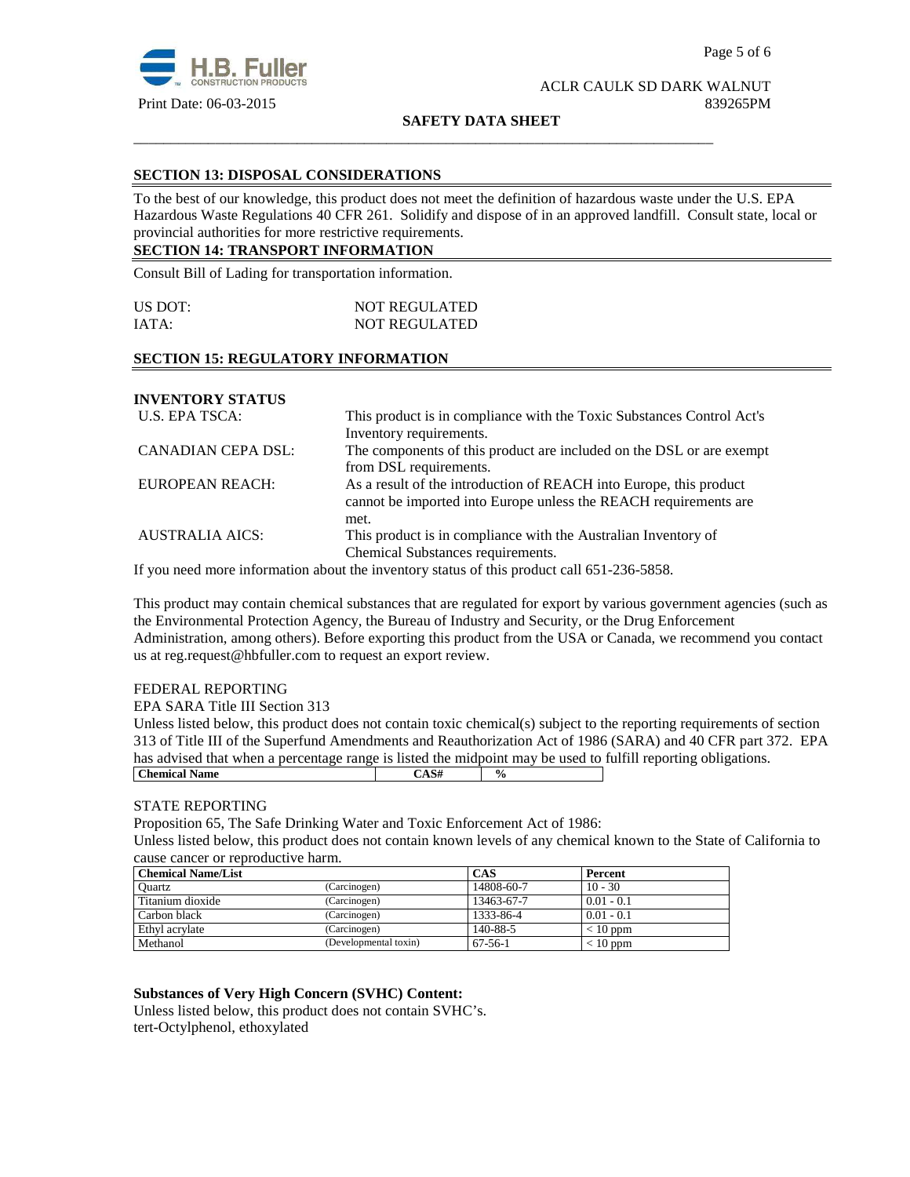## SECTION 13: DISPOSAL CONSIDERATIONS

To the best of our knowledge, this product does not meet the definition of hazardous waste under the U.S. EPA Hazardous Waste Regulations 40 CFR 261. Solidify and dispose of in an approved landfill. Consult state, local or provincial authorities for more restrictive requirements.

## SECTION 14: TRANSPORT INFORMATION

Consult Bill of Lading for transportation information.

| | |
|---|---|
| US DOT: | NOT REGULATED |
| IATA: | NOT REGULATED |

## SECTION 15: REGULATORY INFORMATION

**INVENTORY STATUS**

| | |
|---|---|
| U.S. EPA TSCA: | This product is in compliance with the Toxic Substances Control Act's Inventory requirements. |
| CANADIAN CEPA DSL: | The components of this product are included on the DSL or are exempt from DSL requirements. |
| EUROPEAN REACH: | As a result of the introduction of REACH into Europe, this product cannot be imported into Europe unless the REACH requirements are met. |
| AUSTRALIA AICS: | This product is in compliance with the Australian Inventory of Chemical Substances requirements. |

If you need more information about the inventory status of this product call 651-236-5858.

This product may contain chemical substances that are regulated for export by various government agencies (such as the Environmental Protection Agency, the Bureau of Industry and Security, or the Drug Enforcement Administration, among others). Before exporting this product from the USA or Canada, we recommend you contact us at reg.request@hbfuller.com to request an export review.

FEDERAL REPORTING

EPA SARA Title III Section 313

Unless listed below, this product does not contain toxic chemical(s) subject to the reporting requirements of section 313 of Title III of the Superfund Amendments and Reauthorization Act of 1986 (SARA) and 40 CFR part 372. EPA has advised that when a percentage range is listed the midpoint may be used to fulfill reporting obligations.

| Chemical Name | CAS# | % |
|---|---|---|

STATE REPORTING

Proposition 65, The Safe Drinking Water and Toxic Enforcement Act of 1986:

Unless listed below, this product does not contain known levels of any chemical known to the State of California to cause cancer or reproductive harm.

| Chemical Name/List | | CAS | Percent |
|---|---|---|---|
| Quartz | (Carcinogen) | 14808-60-7 | 10 - 30 |
| Titanium dioxide | (Carcinogen) | 13463-67-7 | 0.01 - 0.1 |
| Carbon black | (Carcinogen) | 1333-86-4 | 0.01 - 0.1 |
| Ethyl acrylate | (Carcinogen) | 140-88-5 | < 10 ppm |
| Methanol | (Developmental toxin) | 67-56-1 | < 10 ppm |

**Substances of Very High Concern (SVHC) Content:**

Unless listed below, this product does not contain SVHC's.

tert-Octylphenol, ethoxylated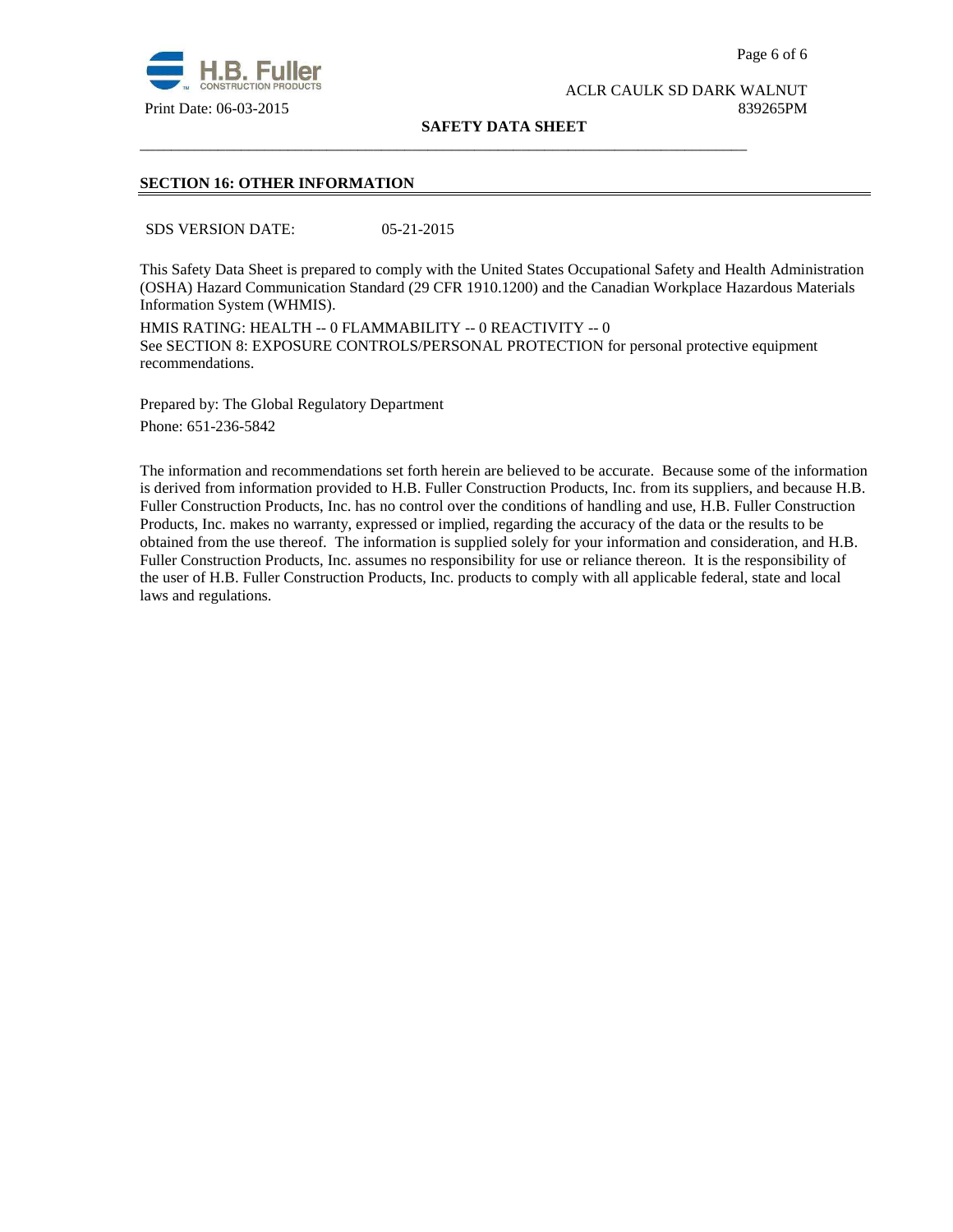## SECTION 16: OTHER INFORMATION

SDS VERSION DATE: 05-21-2015

This Safety Data Sheet is prepared to comply with the United States Occupational Safety and Health Administration (OSHA) Hazard Communication Standard (29 CFR 1910.1200) and the Canadian Workplace Hazardous Materials Information System (WHMIS).

HMIS RATING: HEALTH -- 0 FLAMMABILITY -- 0 REACTIVITY -- 0
See SECTION 8: EXPOSURE CONTROLS/PERSONAL PROTECTION for personal protective equipment recommendations.

Prepared by: The Global Regulatory Department
Phone: 651-236-5842

The information and recommendations set forth herein are believed to be accurate. Because some of the information is derived from information provided to H.B. Fuller Construction Products, Inc. from its suppliers, and because H.B. Fuller Construction Products, Inc. has no control over the conditions of handling and use, H.B. Fuller Construction Products, Inc. makes no warranty, expressed or implied, regarding the accuracy of the data or the results to be obtained from the use thereof. The information is supplied solely for your information and consideration, and H.B. Fuller Construction Products, Inc. assumes no responsibility for use or reliance thereon. It is the responsibility of the user of H.B. Fuller Construction Products, Inc. products to comply with all applicable federal, state and local laws and regulations.